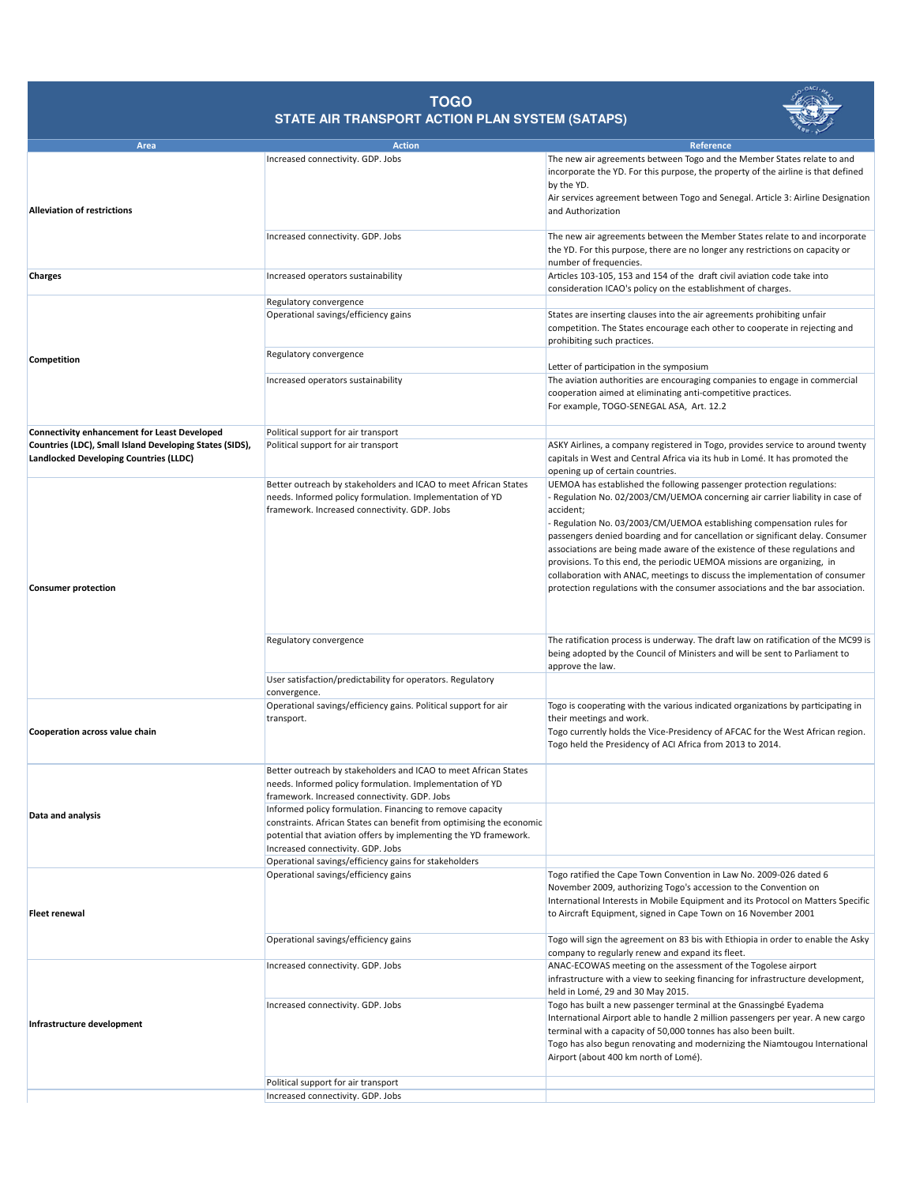# TOGO
## STATE AIR TRANSPORT ACTION PLAN SYSTEM (SATAPS)

| Area | Action | Reference |
|---|---|---|
| **Alleviation of restrictions** | Increased connectivity. GDP. Jobs | The new air agreements between Togo and the Member States relate to and incorporate the YD. For this purpose, the property of the airline is that defined by the YD.<br>Air services agreement between Togo and Senegal. Article 3: Airline Designation and Authorization |
| | Increased connectivity. GDP. Jobs | The new air agreements between the Member States relate to and incorporate the YD. For this purpose, there are no longer any restrictions on capacity or number of frequencies. |
| **Charges** | Increased operators sustainability | Articles 103-105, 153 and 154 of the draft civil aviation code take into consideration ICAO's policy on the establishment of charges. |
| **Competition** | Regulatory convergence | |
| | Operational savings/efficiency gains | States are inserting clauses into the air agreements prohibiting unfair competition. The States encourage each other to cooperate in rejecting and prohibiting such practices. |
| | Regulatory convergence | Letter of participation in the symposium |
| | Increased operators sustainability | The aviation authorities are encouraging companies to engage in commercial cooperation aimed at eliminating anti-competitive practices.<br>For example, TOGO-SENEGAL ASA, Art. 12.2 |
| **Connectivity enhancement for Least Developed Countries (LDC), Small Island Developing States (SIDS), Landlocked Developing Countries (LLDC)** | Political support for air transport | |
| | Political support for air transport | ASKY Airlines, a company registered in Togo, provides service to around twenty capitals in West and Central Africa via its hub in Lomé. It has promoted the opening up of certain countries. |
| **Consumer protection** | Better outreach by stakeholders and ICAO to meet African States needs. Informed policy formulation. Implementation of YD framework. Increased connectivity. GDP. Jobs | UEMOA has established the following passenger protection regulations:<br>- Regulation No. 02/2003/CM/UEMOA concerning air carrier liability in case of accident;<br>- Regulation No. 03/2003/CM/UEMOA establishing compensation rules for passengers denied boarding and for cancellation or significant delay. Consumer associations are being made aware of the existence of these regulations and provisions. To this end, the periodic UEMOA missions are organizing, in collaboration with ANAC, meetings to discuss the implementation of consumer protection regulations with the consumer associations and the bar association. |
| | Regulatory convergence | The ratification process is underway. The draft law on ratification of the MC99 is being adopted by the Council of Ministers and will be sent to Parliament to approve the law. |
| | User satisfaction/predictability for operators. Regulatory convergence. | |
| **Cooperation across value chain** | Operational savings/efficiency gains. Political support for air transport. | Togo is cooperating with the various indicated organizations by participating in their meetings and work.<br>Togo currently holds the Vice-Presidency of AFCAC for the West African region.<br>Togo held the Presidency of ACI Africa from 2013 to 2014. |
| **Data and analysis** | Better outreach by stakeholders and ICAO to meet African States needs. Informed policy formulation. Implementation of YD framework. Increased connectivity. GDP. Jobs | |
| | Informed policy formulation. Financing to remove capacity constraints. African States can benefit from optimising the economic potential that aviation offers by implementing the YD framework. Increased connectivity. GDP. Jobs | |
| | Operational savings/efficiency gains for stakeholders | |
| **Fleet renewal** | Operational savings/efficiency gains | Togo ratified the Cape Town Convention in Law No. 2009-026 dated 6 November 2009, authorizing Togo's accession to the Convention on International Interests in Mobile Equipment and its Protocol on Matters Specific to Aircraft Equipment, signed in Cape Town on 16 November 2001 |
| | Operational savings/efficiency gains | Togo will sign the agreement on 83 bis with Ethiopia in order to enable the Asky company to regularly renew and expand its fleet. |
| **Infrastructure development** | Increased connectivity. GDP. Jobs | ANAC-ECOWAS meeting on the assessment of the Togolese airport infrastructure with a view to seeking financing for infrastructure development, held in Lomé, 29 and 30 May 2015. |
| | Increased connectivity. GDP. Jobs | Togo has built a new passenger terminal at the Gnassingbé Eyadema International Airport able to handle 2 million passengers per year. A new cargo terminal with a capacity of 50,000 tonnes has also been built.<br>Togo has also begun renovating and modernizing the Niamtougou International Airport (about 400 km north of Lomé). |
| | Political support for air transport | |
| | Increased connectivity. GDP. Jobs | |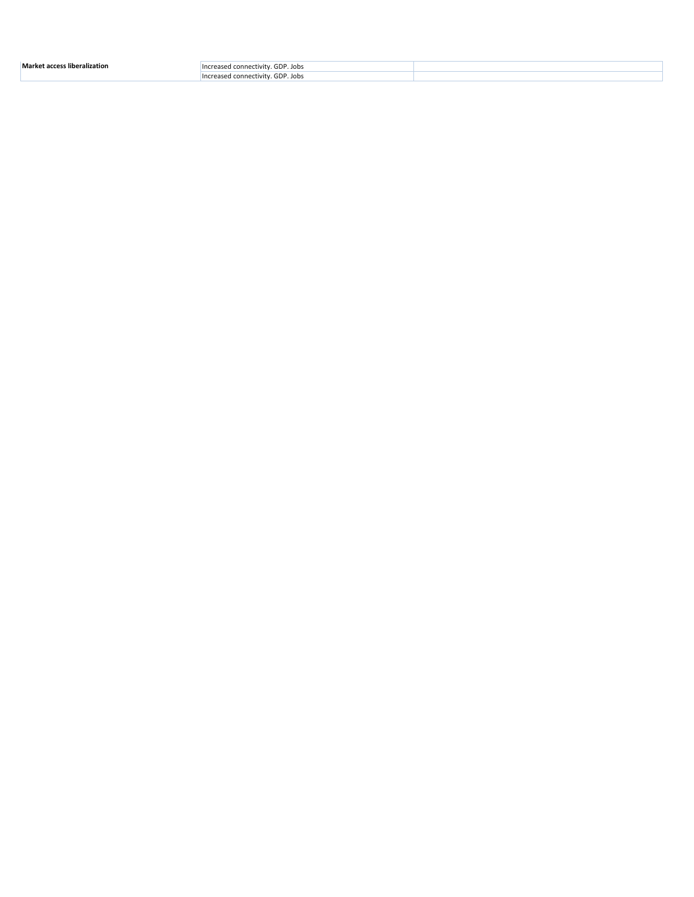| **Market access liberalization** | Increased connectivity. GDP. Jobs | |
|---|---|---|
| | Increased connectivity. GDP. Jobs | |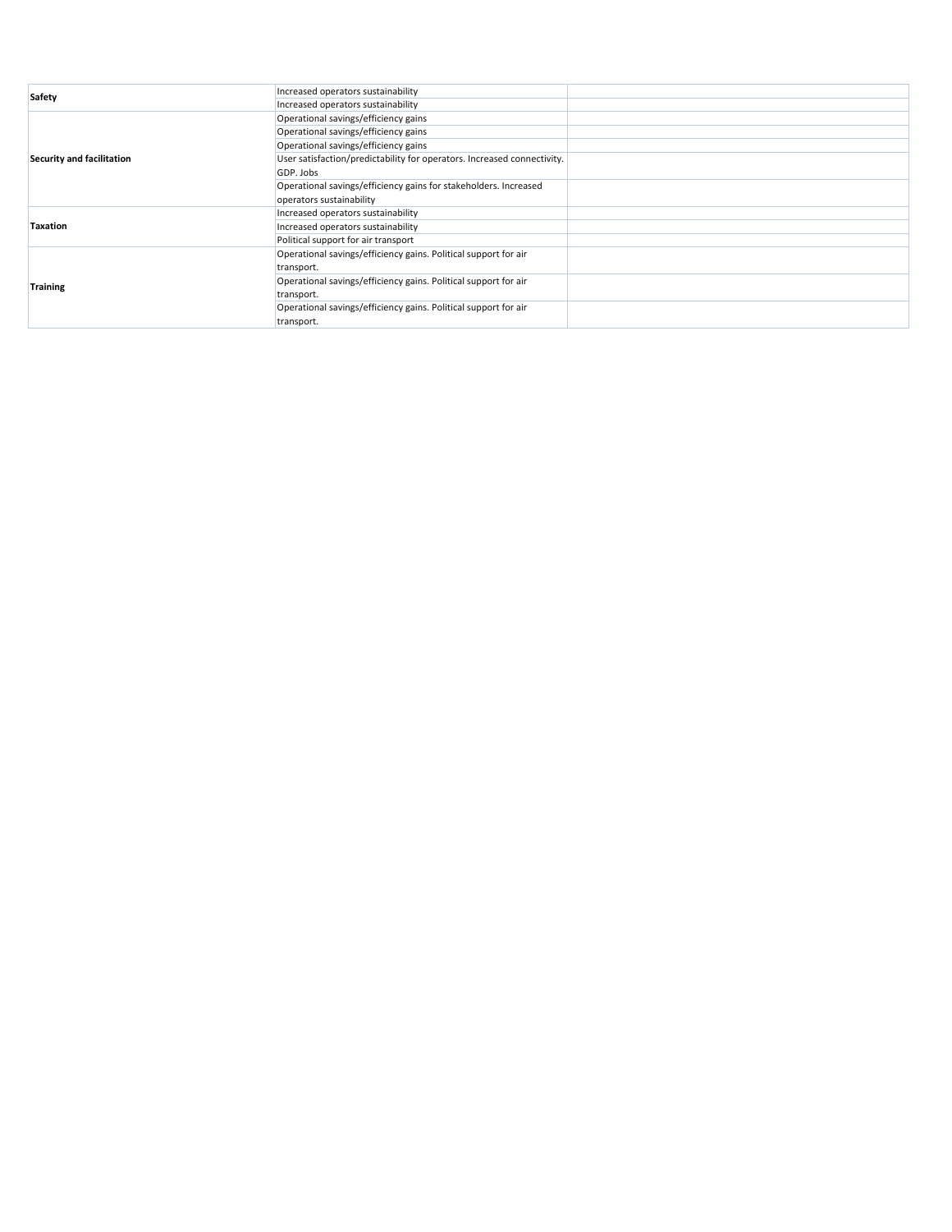| | | |
|---|---|---|
| **Safety** | Increased operators sustainability | |
| | Increased operators sustainability | |
| **Security and facilitation** | Operational savings/efficiency gains | |
| | Operational savings/efficiency gains | |
| | Operational savings/efficiency gains | |
| | User satisfaction/predictability for operators. Increased connectivity. GDP. Jobs | |
| | Operational savings/efficiency gains for stakeholders. Increased operators sustainability | |
| **Taxation** | Increased operators sustainability | |
| | Increased operators sustainability | |
| | Political support for air transport | |
| **Training** | Operational savings/efficiency gains. Political support for air transport. | |
| | Operational savings/efficiency gains. Political support for air transport. | |
| | Operational savings/efficiency gains. Political support for air transport. | |